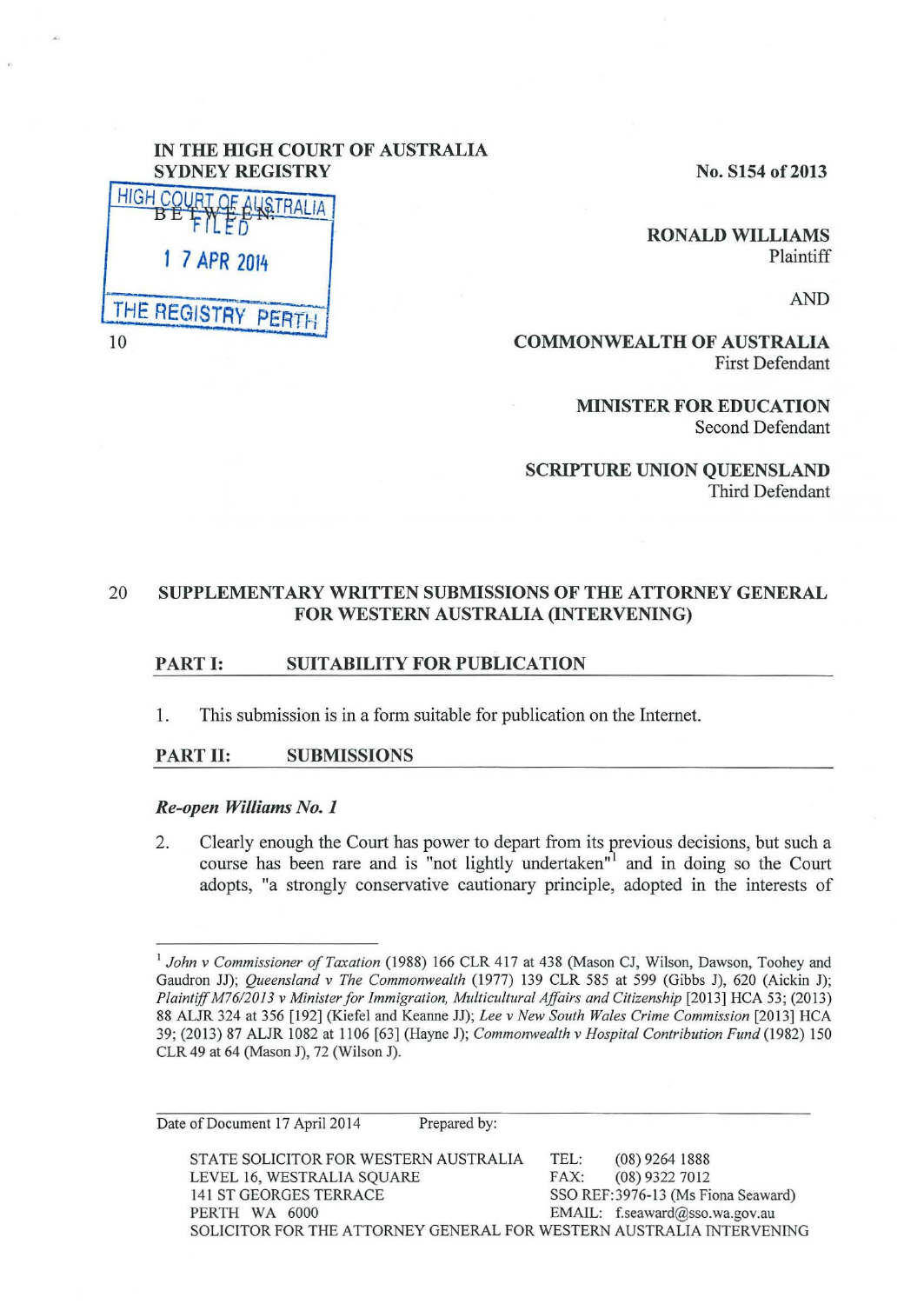IN THE HIGH COURT OF AUSTRALIA
SYDNEY REGISTRY

No. S154 of 2013

HIGH COURT OF AUSTRALIA
FILED
17 APR 2014
THE REGISTRY PERTH

BETWEEN:

**RONALD WILLIAMS**
Plaintiff

AND

**COMMONWEALTH OF AUSTRALIA**
First Defendant

**MINISTER FOR EDUCATION**
Second Defendant

**SCRIPTURE UNION QUEENSLAND**
Third Defendant

## SUPPLEMENTARY WRITTEN SUBMISSIONS OF THE ATTORNEY GENERAL FOR WESTERN AUSTRALIA (INTERVENING)

### PART I: SUITABILITY FOR PUBLICATION

1. This submission is in a form suitable for publication on the Internet.

### PART II: SUBMISSIONS

***Re-open Williams No. 1***

2. Clearly enough the Court has power to depart from its previous decisions, but such a course has been rare and is "not lightly undertaken"[1] and in doing so the Court adopts, "a strongly conservative cautionary principle, adopted in the interests of

---

[1] *John v Commissioner of Taxation* (1988) 166 CLR 417 at 438 (Mason CJ, Wilson, Dawson, Toohey and Gaudron JJ); *Queensland v The Commonwealth* (1977) 139 CLR 585 at 599 (Gibbs J), 620 (Aickin J); *Plaintiff M76/2013 v Minister for Immigration, Multicultural Affairs and Citizenship* [2013] HCA 53; (2013) 88 ALJR 324 at 356 [192] (Kiefel and Keanne JJ); *Lee v New South Wales Crime Commission* [2013] HCA 39; (2013) 87 ALJR 1082 at 1106 [63] (Hayne J); *Commonwealth v Hospital Contribution Fund* (1982) 150 CLR 49 at 64 (Mason J), 72 (Wilson J).

---

Date of Document 17 April 2014 Prepared by:

STATE SOLICITOR FOR WESTERN AUSTRALIA
LEVEL 16, WESTRALIA SQUARE
141 ST GEORGES TERRACE
PERTH WA 6000

TEL: (08) 9264 1888
FAX: (08) 9322 7012
SSO REF:3976-13 (Ms Fiona Seaward)
EMAIL: f.seaward@sso.wa.gov.au

SOLICITOR FOR THE ATTORNEY GENERAL FOR WESTERN AUSTRALIA INTERVENING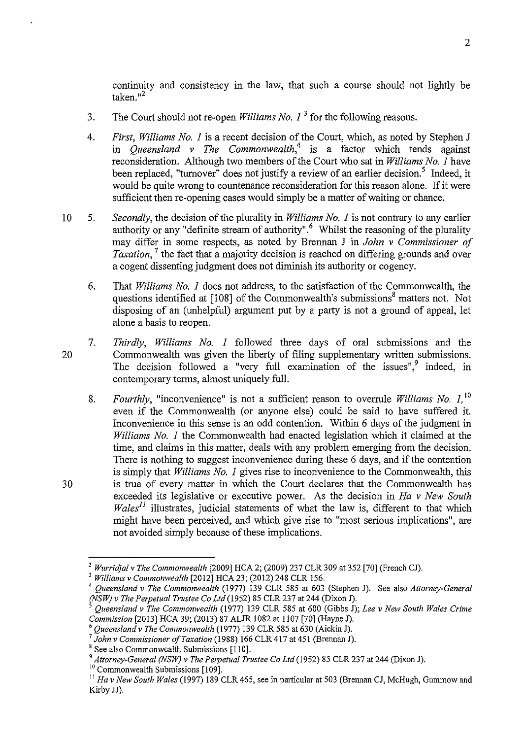continuity and consistency in the law, that such a course should not lightly be taken."[2]

3. The Court should not re-open *Williams No. 1* [3] for the following reasons.

4. *First, Williams No. 1* is a recent decision of the Court, which, as noted by Stephen J in *Queensland v The Commonwealth*,[4] is a factor which tends against reconsideration. Although two members of the Court who sat in *Williams No. 1* have been replaced, "turnover" does not justify a review of an earlier decision.[5] Indeed, it would be quite wrong to countenance reconsideration for this reason alone. If it were sufficient then re-opening cases would simply be a matter of waiting or chance.

5. *Secondly*, the decision of the plurality in *Williams No. 1* is not contrary to any earlier authority or any "definite stream of authority".[6] Whilst the reasoning of the plurality may differ in some respects, as noted by Brennan J in *John v Commissioner of Taxation*,[7] the fact that a majority decision is reached on differing grounds and over a cogent dissenting judgment does not diminish its authority or cogency.

6. That *Williams No. 1* does not address, to the satisfaction of the Commonwealth, the questions identified at [108] of the Commonwealth's submissions[8] matters not. Not disposing of an (unhelpful) argument put by a party is not a ground of appeal, let alone a basis to reopen.

7. *Thirdly, Williams No. 1* followed three days of oral submissions and the Commonwealth was given the liberty of filing supplementary written submissions. The decision followed a "very full examination of the issues",[9] indeed, in contemporary terms, almost uniquely full.

8. *Fourthly*, "inconvenience" is not a sufficient reason to overrule *Williams No. 1*,[10] even if the Commonwealth (or anyone else) could be said to have suffered it. Inconvenience in this sense is an odd contention. Within 6 days of the judgment in *Williams No. 1* the Commonwealth had enacted legislation which it claimed at the time, and claims in this matter, deals with any problem emerging from the decision. There is nothing to suggest inconvenience during these 6 days, and if the contention is simply that *Williams No. 1* gives rise to inconvenience to the Commonwealth, this is true of every matter in which the Court declares that the Commonwealth has exceeded its legislative or executive power. As the decision in *Ha v New South Wales*[11] illustrates, judicial statements of what the law is, different to that which might have been perceived, and which give rise to "most serious implications", are not avoided simply because of these implications.

---

[2] *Wurridjal v The Commonwealth* [2009] HCA 2; (2009) 237 CLR 309 at 352 [70] (French CJ).

[3] *Williams v Commonwealth* [2012] HCA 23; (2012) 248 CLR 156.

[4] *Queensland v The Commonwealth* (1977) 139 CLR 585 at 603 (Stephen J). See also *Attorney-General (NSW) v The Perpetual Trustee Co Ltd* (1952) 85 CLR 237 at 244 (Dixon J).

[5] *Queensland v The Commonwealth* (1977) 139 CLR 585 at 600 (Gibbs J); *Lee v New South Wales Crime Commission* [2013] HCA 39; (2013) 87 ALJR 1082 at 1107 [70] (Hayne J).

[6] *Queensland v The Commonwealth* (1977) 139 CLR 585 at 630 (Aickin J).

[7] *John v Commissioner of Taxation* (1988) 166 CLR 417 at 451 (Brennan J).

[8] See also Commonwealth Submissions [110].

[9] *Attorney-General (NSW) v The Perpetual Trustee Co Ltd* (1952) 85 CLR 237 at 244 (Dixon J).

[10] Commonwealth Submissions [109].

[11] *Ha v New South Wales* (1997) 189 CLR 465, see in particular at 503 (Brennan CJ, McHugh, Gummow and Kirby JJ).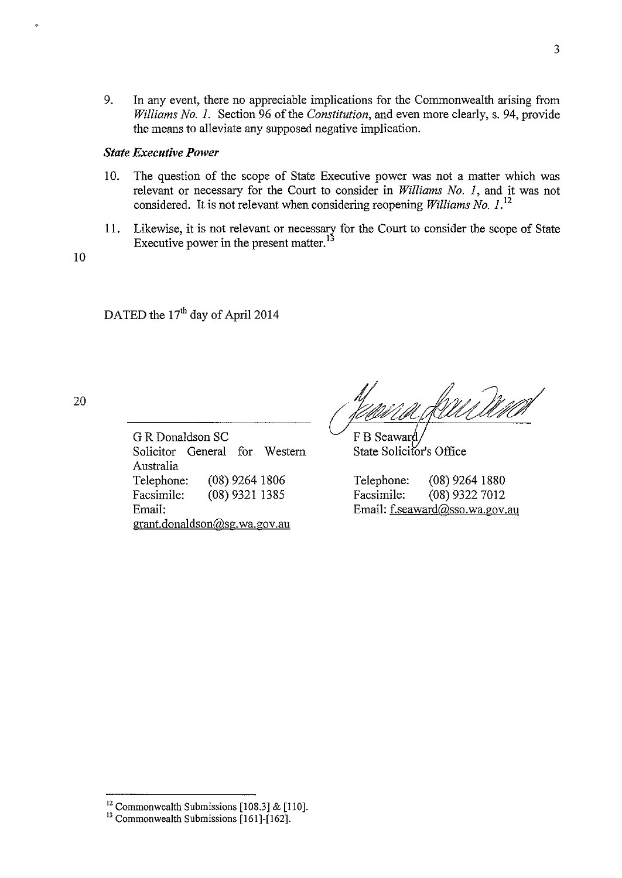9. In any event, there no appreciable implications for the Commonwealth arising from *Williams No. 1*. Section 96 of the *Constitution*, and even more clearly, s. 94, provide the means to alleviate any supposed negative implication.

### *State Executive Power*

10. The question of the scope of State Executive power was not a matter which was relevant or necessary for the Court to consider in *Williams No. 1*, and it was not considered. It is not relevant when considering reopening *Williams No. 1*.[12]

11. Likewise, it is not relevant or necessary for the Court to consider the scope of State Executive power in the present matter.[13]

DATED the 17th day of April 2014

G R Donaldson SC
Solicitor General for Western Australia
Telephone: (08) 9264 1806
Facsimile: (08) 9321 1385
Email: grant.donaldson@sg.wa.gov.au

F B Seaward
State Solicitor's Office

Telephone: (08) 9264 1880
Facsimile: (08) 9322 7012
Email: f.seaward@sso.wa.gov.au

---

[12] Commonwealth Submissions [108.3] & [110].

[13] Commonwealth Submissions [161]-[162].